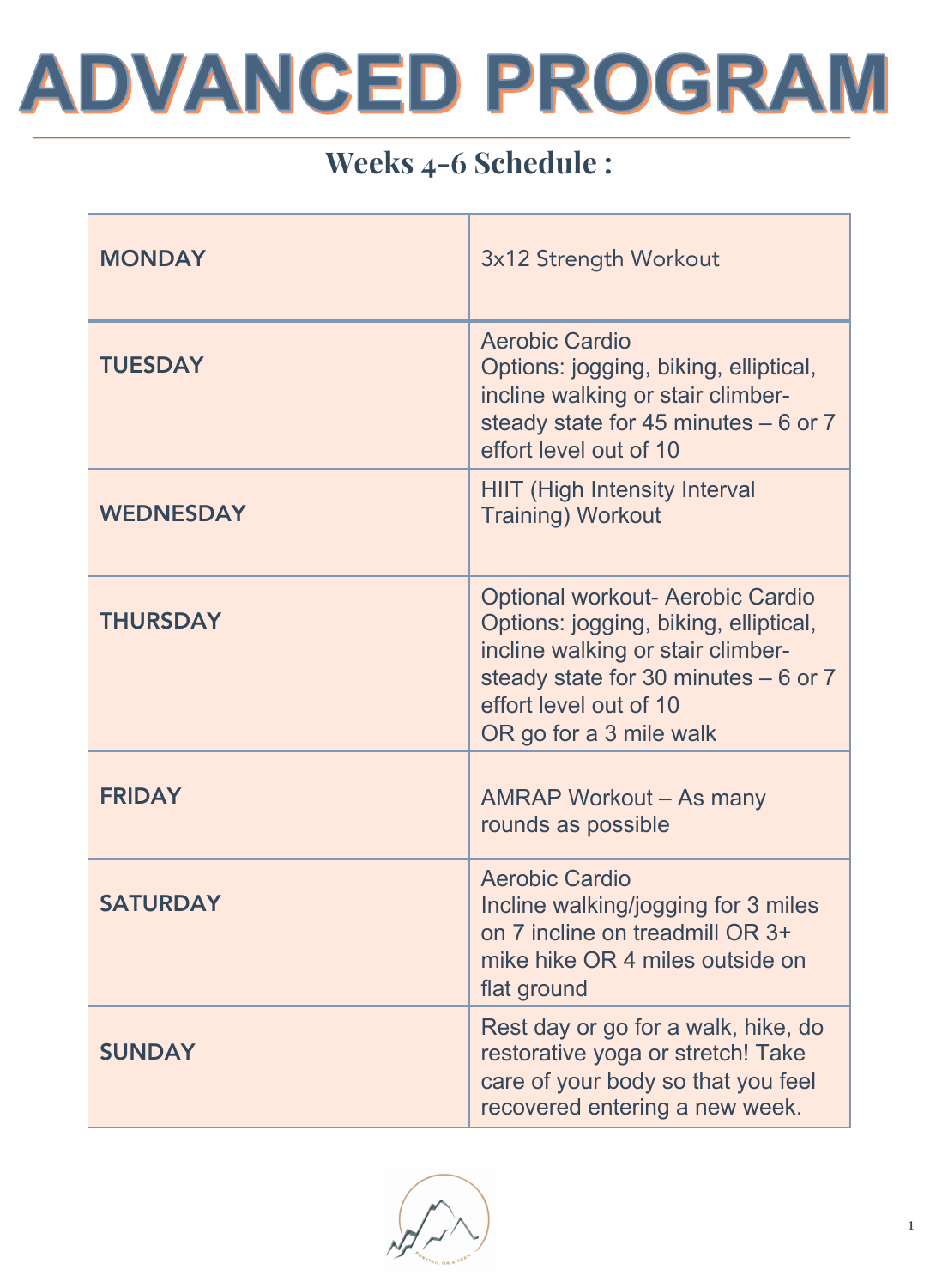# ADVANCED PROGRAM

## Weeks 4-6 Schedule :

| | |
|---|---|
| **MONDAY** | 3x12 Strength Workout |
| **TUESDAY** | Aerobic Cardio<br>Options: jogging, biking, elliptical, incline walking or stair climber- steady state for 45 minutes – 6 or 7 effort level out of 10 |
| **WEDNESDAY** | HIIT (High Intensity Interval Training) Workout |
| **THURSDAY** | Optional workout- Aerobic Cardio<br>Options: jogging, biking, elliptical, incline walking or stair climber- steady state for 30 minutes – 6 or 7 effort level out of 10<br>OR go for a 3 mile walk |
| **FRIDAY** | AMRAP Workout – As many rounds as possible |
| **SATURDAY** | Aerobic Cardio<br>Incline walking/jogging for 3 miles on 7 incline on treadmill OR 3+ mike hike OR 4 miles outside on flat ground |
| **SUNDAY** | Rest day or go for a walk, hike, do restorative yoga or stretch! Take care of your body so that you feel recovered entering a new week. |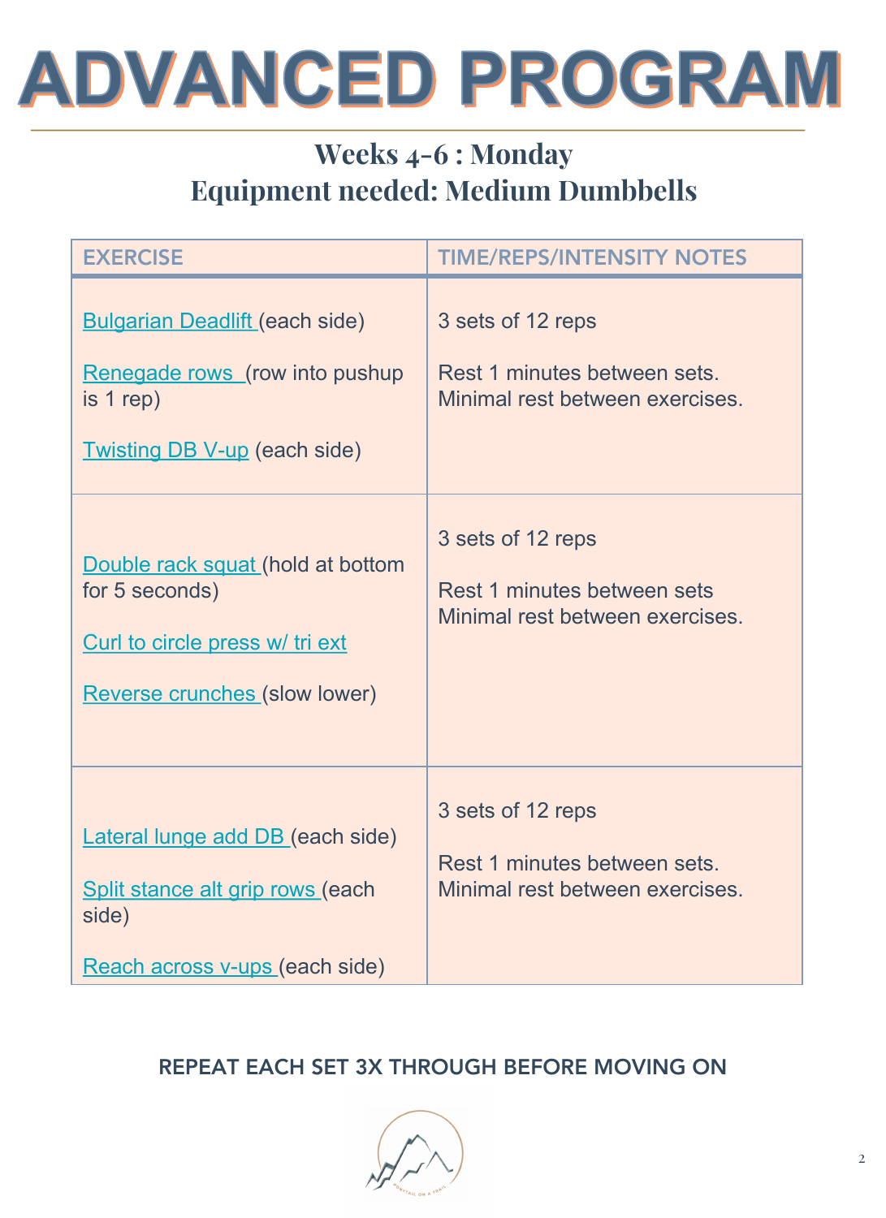# ADVANCED PROGRAM

## Weeks 4-6 : Monday
## Equipment needed: Medium Dumbbells

| EXERCISE | TIME/REPS/INTENSITY NOTES |
|---|---|
| Bulgarian Deadlift (each side)<br><br>Renegade rows (row into pushup is 1 rep)<br><br>Twisting DB V-up (each side) | 3 sets of 12 reps<br><br>Rest 1 minutes between sets. Minimal rest between exercises. |
| Double rack squat (hold at bottom for 5 seconds)<br><br>Curl to circle press w/ tri ext<br><br>Reverse crunches (slow lower) | 3 sets of 12 reps<br><br>Rest 1 minutes between sets Minimal rest between exercises. |
| Lateral lunge add DB (each side)<br><br>Split stance alt grip rows (each side)<br><br>Reach across v-ups (each side) | 3 sets of 12 reps<br><br>Rest 1 minutes between sets. Minimal rest between exercises. |

REPEAT EACH SET 3X THROUGH BEFORE MOVING ON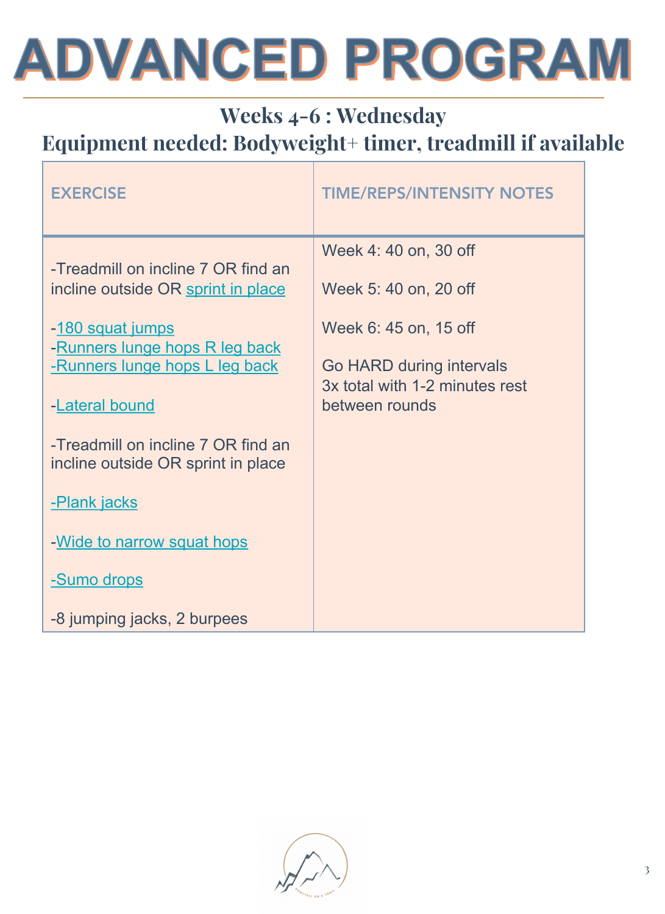# ADVANCED PROGRAM

## Weeks 4-6 : Wednesday

## Equipment needed: Bodyweight+ timer, treadmill if available

| EXERCISE | TIME/REPS/INTENSITY NOTES |
|---|---|
| -Treadmill on incline 7 OR find an incline outside OR sprint in place<br><br>-180 squat jumps<br>-Runners lunge hops R leg back<br>-Runners lunge hops L leg back<br><br>-Lateral bound<br><br>-Treadmill on incline 7 OR find an incline outside OR sprint in place<br><br>-Plank jacks<br><br>-Wide to narrow squat hops<br><br>-Sumo drops<br><br>-8 jumping jacks, 2 burpees | Week 4: 40 on, 30 off<br><br>Week 5: 40 on, 20 off<br><br>Week 6: 45 on, 15 off<br><br>Go HARD during intervals<br>3x total with 1-2 minutes rest between rounds |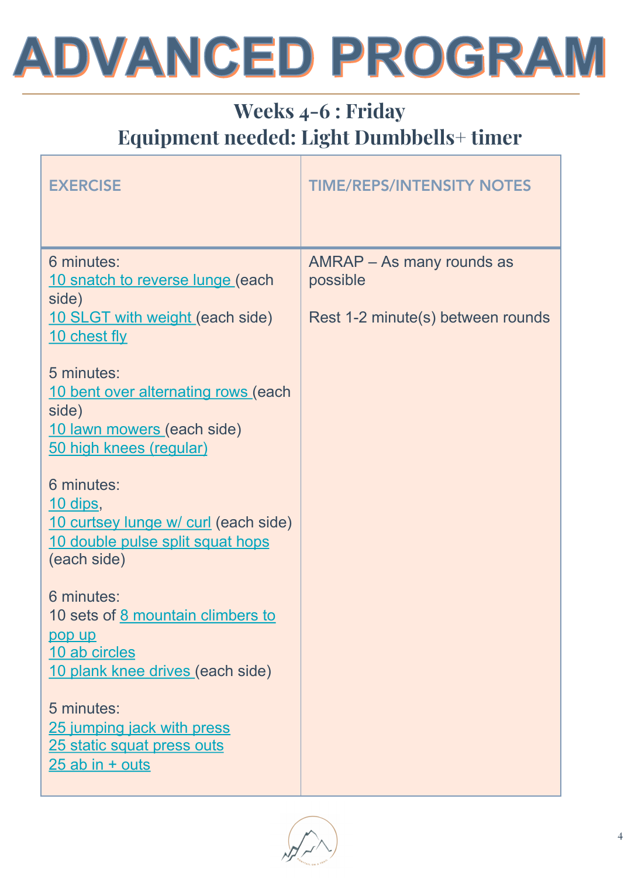# ADVANCED PROGRAM

### Weeks 4-6 : Friday
### Equipment needed: Light Dumbbells+ timer

| EXERCISE | TIME/REPS/INTENSITY NOTES |
|---|---|
| 6 minutes:<br>10 snatch to reverse lunge (each side)<br>10 SLGT with weight (each side)<br>10 chest fly<br><br>5 minutes:<br>10 bent over alternating rows (each side)<br>10 lawn mowers (each side)<br>50 high knees (regular)<br><br>6 minutes:<br>10 dips,<br>10 curtsey lunge w/ curl (each side)<br>10 double pulse split squat hops (each side)<br><br>6 minutes:<br>10 sets of 8 mountain climbers to pop up<br>10 ab circles<br>10 plank knee drives (each side)<br><br>5 minutes:<br>25 jumping jack with press<br>25 static squat press outs<br>25 ab in + outs | AMRAP – As many rounds as possible<br><br>Rest 1-2 minute(s) between rounds |